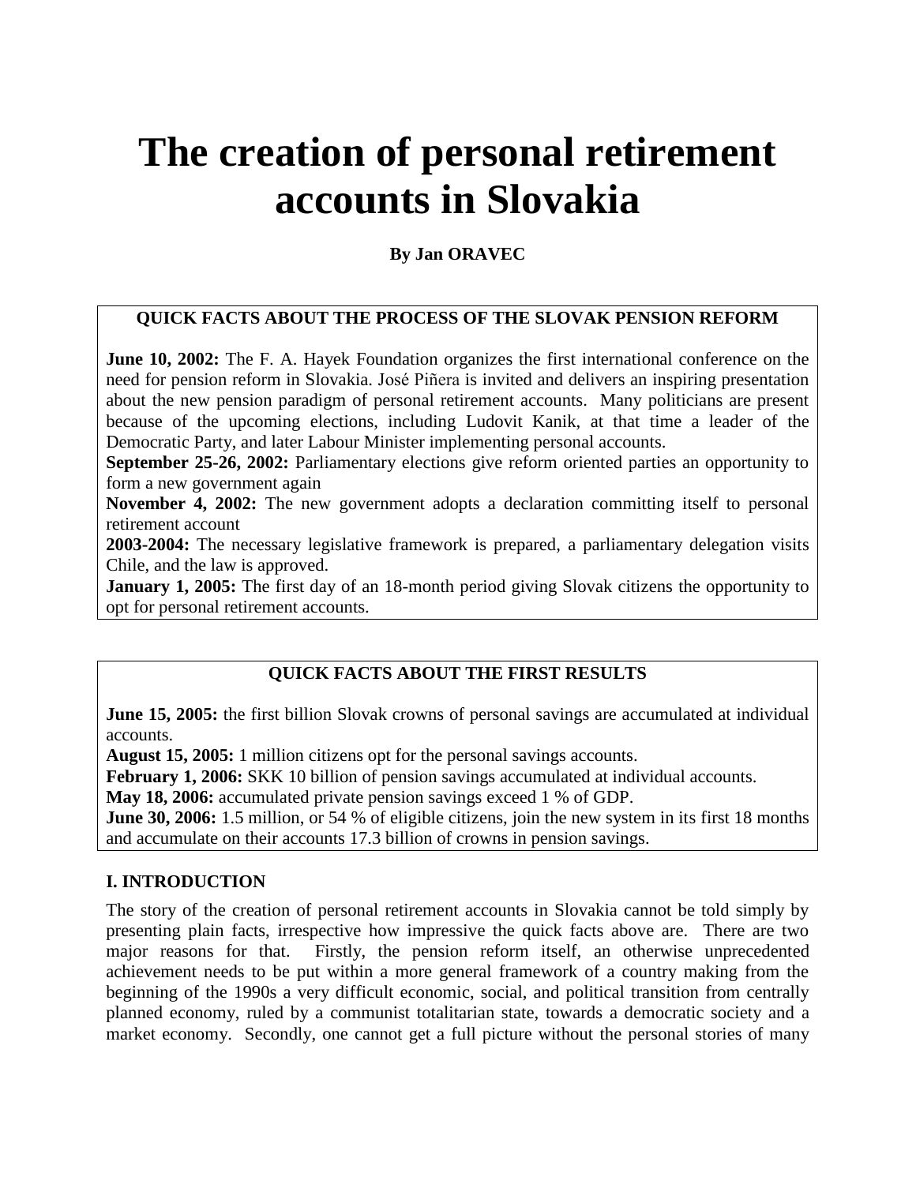# The creation of personal retirement accounts in Slovakia

**By Jan ORAVEC**

**QUICK FACTS ABOUT THE PROCESS OF THE SLOVAK PENSION REFORM**

**June 10, 2002:** The F. A. Hayek Foundation organizes the first international conference on the need for pension reform in Slovakia. José Piñera is invited and delivers an inspiring presentation about the new pension paradigm of personal retirement accounts. Many politicians are present because of the upcoming elections, including Ludovit Kanik, at that time a leader of the Democratic Party, and later Labour Minister implementing personal accounts.
**September 25-26, 2002:** Parliamentary elections give reform oriented parties an opportunity to form a new government again
**November 4, 2002:** The new government adopts a declaration committing itself to personal retirement account
**2003-2004:** The necessary legislative framework is prepared, a parliamentary delegation visits Chile, and the law is approved.
**January 1, 2005:** The first day of an 18-month period giving Slovak citizens the opportunity to opt for personal retirement accounts.

**QUICK FACTS ABOUT THE FIRST RESULTS**

**June 15, 2005:** the first billion Slovak crowns of personal savings are accumulated at individual accounts.
**August 15, 2005:** 1 million citizens opt for the personal savings accounts.
**February 1, 2006:** SKK 10 billion of pension savings accumulated at individual accounts.
**May 18, 2006:** accumulated private pension savings exceed 1 % of GDP.
**June 30, 2006:** 1.5 million, or 54 % of eligible citizens, join the new system in its first 18 months and accumulate on their accounts 17.3 billion of crowns in pension savings.

## I. INTRODUCTION

The story of the creation of personal retirement accounts in Slovakia cannot be told simply by presenting plain facts, irrespective how impressive the quick facts above are. There are two major reasons for that. Firstly, the pension reform itself, an otherwise unprecedented achievement needs to be put within a more general framework of a country making from the beginning of the 1990s a very difficult economic, social, and political transition from centrally planned economy, ruled by a communist totalitarian state, towards a democratic society and a market economy. Secondly, one cannot get a full picture without the personal stories of many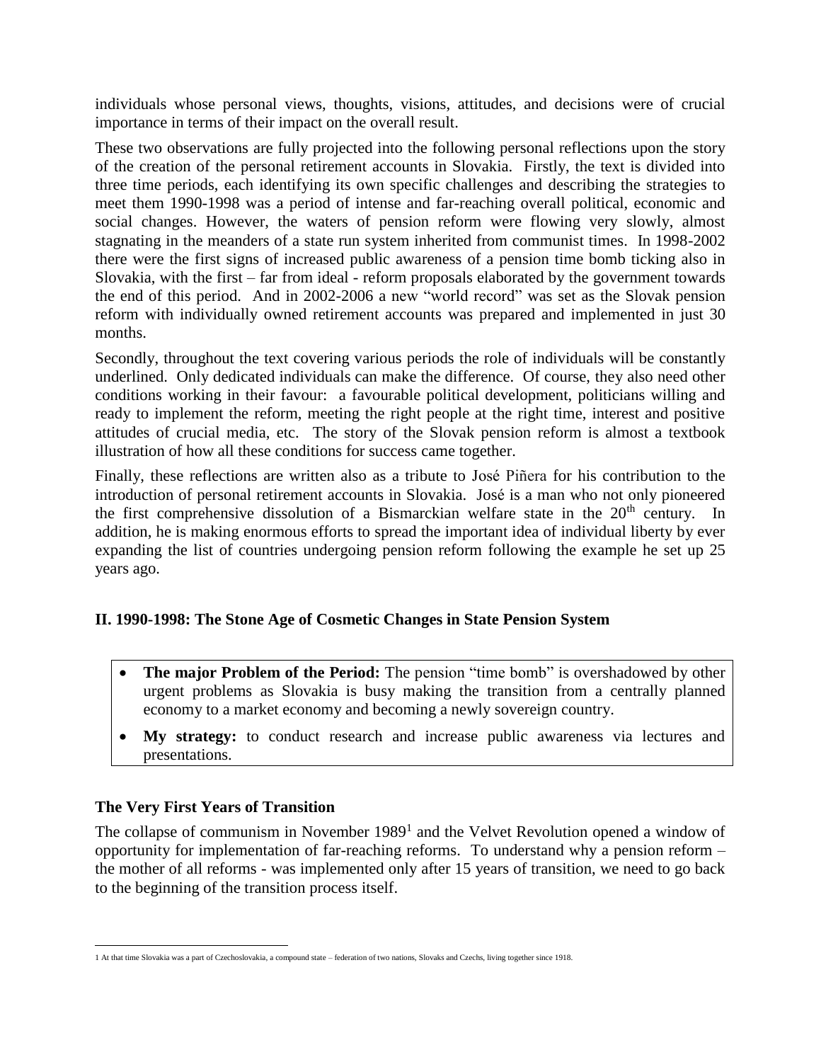individuals whose personal views, thoughts, visions, attitudes, and decisions were of crucial importance in terms of their impact on the overall result.

These two observations are fully projected into the following personal reflections upon the story of the creation of the personal retirement accounts in Slovakia. Firstly, the text is divided into three time periods, each identifying its own specific challenges and describing the strategies to meet them 1990-1998 was a period of intense and far-reaching overall political, economic and social changes. However, the waters of pension reform were flowing very slowly, almost stagnating in the meanders of a state run system inherited from communist times. In 1998-2002 there were the first signs of increased public awareness of a pension time bomb ticking also in Slovakia, with the first – far from ideal - reform proposals elaborated by the government towards the end of this period. And in 2002-2006 a new "world record" was set as the Slovak pension reform with individually owned retirement accounts was prepared and implemented in just 30 months.

Secondly, throughout the text covering various periods the role of individuals will be constantly underlined. Only dedicated individuals can make the difference. Of course, they also need other conditions working in their favour: a favourable political development, politicians willing and ready to implement the reform, meeting the right people at the right time, interest and positive attitudes of crucial media, etc. The story of the Slovak pension reform is almost a textbook illustration of how all these conditions for success came together.

Finally, these reflections are written also as a tribute to José Piñera for his contribution to the introduction of personal retirement accounts in Slovakia. José is a man who not only pioneered the first comprehensive dissolution of a Bismarckian welfare state in the 20th century. In addition, he is making enormous efforts to spread the important idea of individual liberty by ever expanding the list of countries undergoing pension reform following the example he set up 25 years ago.

## II. 1990-1998: The Stone Age of Cosmetic Changes in State Pension System

- **The major Problem of the Period:** The pension "time bomb" is overshadowed by other urgent problems as Slovakia is busy making the transition from a centrally planned economy to a market economy and becoming a newly sovereign country.
- **My strategy:** to conduct research and increase public awareness via lectures and presentations.

### The Very First Years of Transition

The collapse of communism in November 1989[1] and the Velvet Revolution opened a window of opportunity for implementation of far-reaching reforms. To understand why a pension reform – the mother of all reforms - was implemented only after 15 years of transition, we need to go back to the beginning of the transition process itself.

1 At that time Slovakia was a part of Czechoslovakia, a compound state – federation of two nations, Slovaks and Czechs, living together since 1918.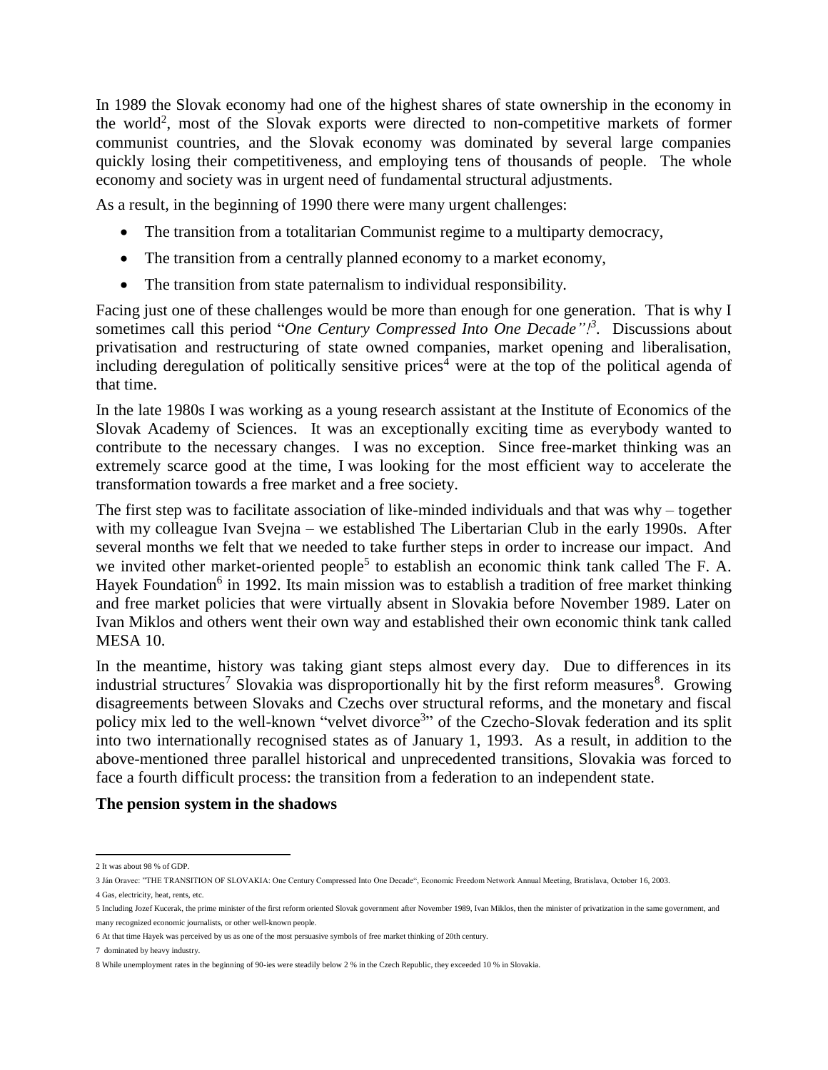In 1989 the Slovak economy had one of the highest shares of state ownership in the economy in the world[2], most of the Slovak exports were directed to non-competitive markets of former communist countries, and the Slovak economy was dominated by several large companies quickly losing their competitiveness, and employing tens of thousands of people. The whole economy and society was in urgent need of fundamental structural adjustments.

As a result, in the beginning of 1990 there were many urgent challenges:

- The transition from a totalitarian Communist regime to a multiparty democracy,
- The transition from a centrally planned economy to a market economy,
- The transition from state paternalism to individual responsibility.

Facing just one of these challenges would be more than enough for one generation. That is why I sometimes call this period "*One Century Compressed Into One Decade"!*[3]. Discussions about privatisation and restructuring of state owned companies, market opening and liberalisation, including deregulation of politically sensitive prices[4] were at the top of the political agenda of that time.

In the late 1980s I was working as a young research assistant at the Institute of Economics of the Slovak Academy of Sciences. It was an exceptionally exciting time as everybody wanted to contribute to the necessary changes. I was no exception. Since free-market thinking was an extremely scarce good at the time, I was looking for the most efficient way to accelerate the transformation towards a free market and a free society.

The first step was to facilitate association of like-minded individuals and that was why – together with my colleague Ivan Svejna – we established The Libertarian Club in the early 1990s. After several months we felt that we needed to take further steps in order to increase our impact. And we invited other market-oriented people[5] to establish an economic think tank called The F. A. Hayek Foundation[6] in 1992. Its main mission was to establish a tradition of free market thinking and free market policies that were virtually absent in Slovakia before November 1989. Later on Ivan Miklos and others went their own way and established their own economic think tank called MESA 10.

In the meantime, history was taking giant steps almost every day. Due to differences in its industrial structures[7] Slovakia was disproportionally hit by the first reform measures[8]. Growing disagreements between Slovaks and Czechs over structural reforms, and the monetary and fiscal policy mix led to the well-known "velvet divorce[3]" of the Czecho-Slovak federation and its split into two internationally recognised states as of January 1, 1993. As a result, in addition to the above-mentioned three parallel historical and unprecedented transitions, Slovakia was forced to face a fourth difficult process: the transition from a federation to an independent state.

**The pension system in the shadows**

---

2 It was about 98 % of GDP.

3 Ján Oravec: "THE TRANSITION OF SLOVAKIA: One Century Compressed Into One Decade", Economic Freedom Network Annual Meeting, Bratislava, October 16, 2003.

4 Gas, electricity, heat, rents, etc.

5 Including Jozef Kucerak, the prime minister of the first reform oriented Slovak government after November 1989, Ivan Miklos, then the minister of privatization in the same government, and many recognized economic journalists, or other well-known people.

6 At that time Hayek was perceived by us as one of the most persuasive symbols of free market thinking of 20th century.

7 dominated by heavy industry.

8 While unemployment rates in the beginning of 90-ies were steadily below 2 % in the Czech Republic, they exceeded 10 % in Slovakia.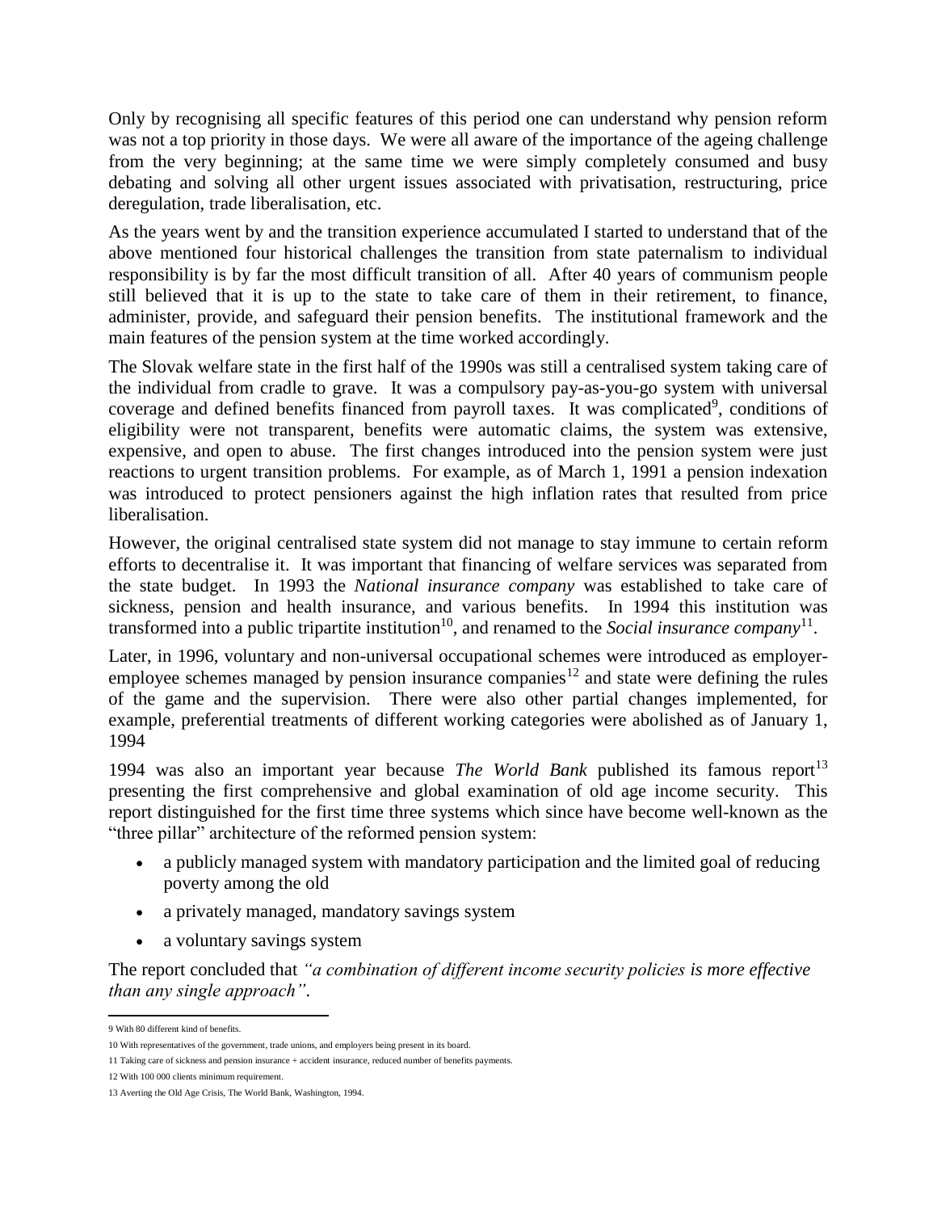Only by recognising all specific features of this period one can understand why pension reform was not a top priority in those days. We were all aware of the importance of the ageing challenge from the very beginning; at the same time we were simply completely consumed and busy debating and solving all other urgent issues associated with privatisation, restructuring, price deregulation, trade liberalisation, etc.

As the years went by and the transition experience accumulated I started to understand that of the above mentioned four historical challenges the transition from state paternalism to individual responsibility is by far the most difficult transition of all. After 40 years of communism people still believed that it is up to the state to take care of them in their retirement, to finance, administer, provide, and safeguard their pension benefits. The institutional framework and the main features of the pension system at the time worked accordingly.

The Slovak welfare state in the first half of the 1990s was still a centralised system taking care of the individual from cradle to grave. It was a compulsory pay-as-you-go system with universal coverage and defined benefits financed from payroll taxes. It was complicated[9], conditions of eligibility were not transparent, benefits were automatic claims, the system was extensive, expensive, and open to abuse. The first changes introduced into the pension system were just reactions to urgent transition problems. For example, as of March 1, 1991 a pension indexation was introduced to protect pensioners against the high inflation rates that resulted from price liberalisation.

However, the original centralised state system did not manage to stay immune to certain reform efforts to decentralise it. It was important that financing of welfare services was separated from the state budget. In 1993 the *National insurance company* was established to take care of sickness, pension and health insurance, and various benefits. In 1994 this institution was transformed into a public tripartite institution[10], and renamed to the *Social insurance company*[11].

Later, in 1996, voluntary and non-universal occupational schemes were introduced as employer-employee schemes managed by pension insurance companies[12] and state were defining the rules of the game and the supervision. There were also other partial changes implemented, for example, preferential treatments of different working categories were abolished as of January 1, 1994

1994 was also an important year because *The World Bank* published its famous report[13] presenting the first comprehensive and global examination of old age income security. This report distinguished for the first time three systems which since have become well-known as the "three pillar" architecture of the reformed pension system:

- a publicly managed system with mandatory participation and the limited goal of reducing poverty among the old
- a privately managed, mandatory savings system
- a voluntary savings system

The report concluded that *"a combination of different income security policies is more effective than any single approach"*.

---

9 With 80 different kind of benefits.

10 With representatives of the government, trade unions, and employers being present in its board.

11 Taking care of sickness and pension insurance + accident insurance, reduced number of benefits payments.

12 With 100 000 clients minimum requirement.

13 Averting the Old Age Crisis, The World Bank, Washington, 1994.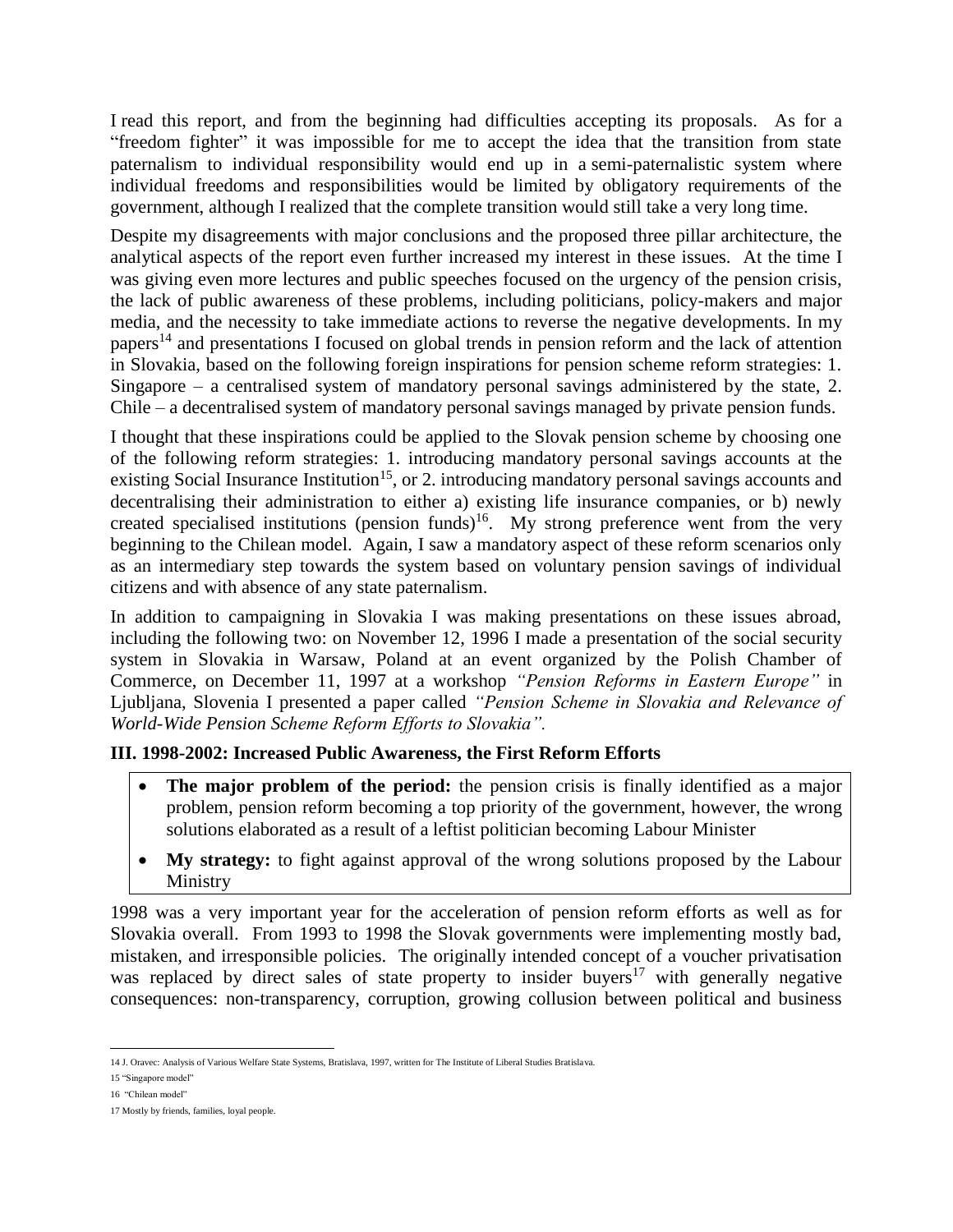I read this report, and from the beginning had difficulties accepting its proposals. As for a "freedom fighter" it was impossible for me to accept the idea that the transition from state paternalism to individual responsibility would end up in a semi-paternalistic system where individual freedoms and responsibilities would be limited by obligatory requirements of the government, although I realized that the complete transition would still take a very long time.

Despite my disagreements with major conclusions and the proposed three pillar architecture, the analytical aspects of the report even further increased my interest in these issues. At the time I was giving even more lectures and public speeches focused on the urgency of the pension crisis, the lack of public awareness of these problems, including politicians, policy-makers and major media, and the necessity to take immediate actions to reverse the negative developments. In my papers[14] and presentations I focused on global trends in pension reform and the lack of attention in Slovakia, based on the following foreign inspirations for pension scheme reform strategies: 1. Singapore – a centralised system of mandatory personal savings administered by the state, 2. Chile – a decentralised system of mandatory personal savings managed by private pension funds.

I thought that these inspirations could be applied to the Slovak pension scheme by choosing one of the following reform strategies: 1. introducing mandatory personal savings accounts at the existing Social Insurance Institution[15], or 2. introducing mandatory personal savings accounts and decentralising their administration to either a) existing life insurance companies, or b) newly created specialised institutions (pension funds)[16]. My strong preference went from the very beginning to the Chilean model. Again, I saw a mandatory aspect of these reform scenarios only as an intermediary step towards the system based on voluntary pension savings of individual citizens and with absence of any state paternalism.

In addition to campaigning in Slovakia I was making presentations on these issues abroad, including the following two: on November 12, 1996 I made a presentation of the social security system in Slovakia in Warsaw, Poland at an event organized by the Polish Chamber of Commerce, on December 11, 1997 at a workshop *"Pension Reforms in Eastern Europe"* in Ljubljana, Slovenia I presented a paper called *"Pension Scheme in Slovakia and Relevance of World-Wide Pension Scheme Reform Efforts to Slovakia".*

### III. 1998-2002: Increased Public Awareness, the First Reform Efforts

- **The major problem of the period:** the pension crisis is finally identified as a major problem, pension reform becoming a top priority of the government, however, the wrong solutions elaborated as a result of a leftist politician becoming Labour Minister
- **My strategy:** to fight against approval of the wrong solutions proposed by the Labour Ministry

1998 was a very important year for the acceleration of pension reform efforts as well as for Slovakia overall. From 1993 to 1998 the Slovak governments were implementing mostly bad, mistaken, and irresponsible policies. The originally intended concept of a voucher privatisation was replaced by direct sales of state property to insider buyers[17] with generally negative consequences: non-transparency, corruption, growing collusion between political and business

---

14 J. Oravec: Analysis of Various Welfare State Systems, Bratislava, 1997, written for The Institute of Liberal Studies Bratislava.

15 "Singapore model"

16 "Chilean model"

17 Mostly by friends, families, loyal people.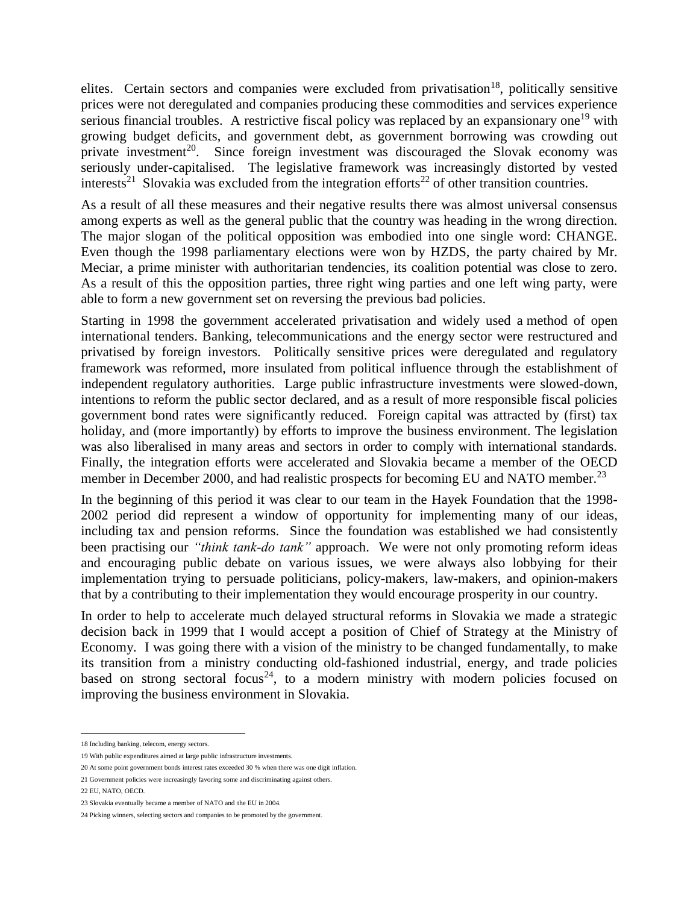elites. Certain sectors and companies were excluded from privatisation[18], politically sensitive prices were not deregulated and companies producing these commodities and services experience serious financial troubles. A restrictive fiscal policy was replaced by an expansionary one[19] with growing budget deficits, and government debt, as government borrowing was crowding out private investment[20]. Since foreign investment was discouraged the Slovak economy was seriously under-capitalised. The legislative framework was increasingly distorted by vested interests[21] Slovakia was excluded from the integration efforts[22] of other transition countries.

As a result of all these measures and their negative results there was almost universal consensus among experts as well as the general public that the country was heading in the wrong direction. The major slogan of the political opposition was embodied into one single word: CHANGE. Even though the 1998 parliamentary elections were won by HZDS, the party chaired by Mr. Meciar, a prime minister with authoritarian tendencies, its coalition potential was close to zero. As a result of this the opposition parties, three right wing parties and one left wing party, were able to form a new government set on reversing the previous bad policies.

Starting in 1998 the government accelerated privatisation and widely used a method of open international tenders. Banking, telecommunications and the energy sector were restructured and privatised by foreign investors. Politically sensitive prices were deregulated and regulatory framework was reformed, more insulated from political influence through the establishment of independent regulatory authorities. Large public infrastructure investments were slowed-down, intentions to reform the public sector declared, and as a result of more responsible fiscal policies government bond rates were significantly reduced. Foreign capital was attracted by (first) tax holiday, and (more importantly) by efforts to improve the business environment. The legislation was also liberalised in many areas and sectors in order to comply with international standards. Finally, the integration efforts were accelerated and Slovakia became a member of the OECD member in December 2000, and had realistic prospects for becoming EU and NATO member.[23]

In the beginning of this period it was clear to our team in the Hayek Foundation that the 1998-2002 period did represent a window of opportunity for implementing many of our ideas, including tax and pension reforms. Since the foundation was established we had consistently been practising our *"think tank-do tank"* approach. We were not only promoting reform ideas and encouraging public debate on various issues, we were always also lobbying for their implementation trying to persuade politicians, policy-makers, law-makers, and opinion-makers that by a contributing to their implementation they would encourage prosperity in our country.

In order to help to accelerate much delayed structural reforms in Slovakia we made a strategic decision back in 1999 that I would accept a position of Chief of Strategy at the Ministry of Economy. I was going there with a vision of the ministry to be changed fundamentally, to make its transition from a ministry conducting old-fashioned industrial, energy, and trade policies based on strong sectoral focus[24], to a modern ministry with modern policies focused on improving the business environment in Slovakia.

---

18 Including banking, telecom, energy sectors.

19 With public expenditures aimed at large public infrastructure investments.

20 At some point government bonds interest rates exceeded 30 % when there was one digit inflation.

21 Government policies were increasingly favoring some and discriminating against others.

22 EU, NATO, OECD.

23 Slovakia eventually became a member of NATO and the EU in 2004.

24 Picking winners, selecting sectors and companies to be promoted by the government.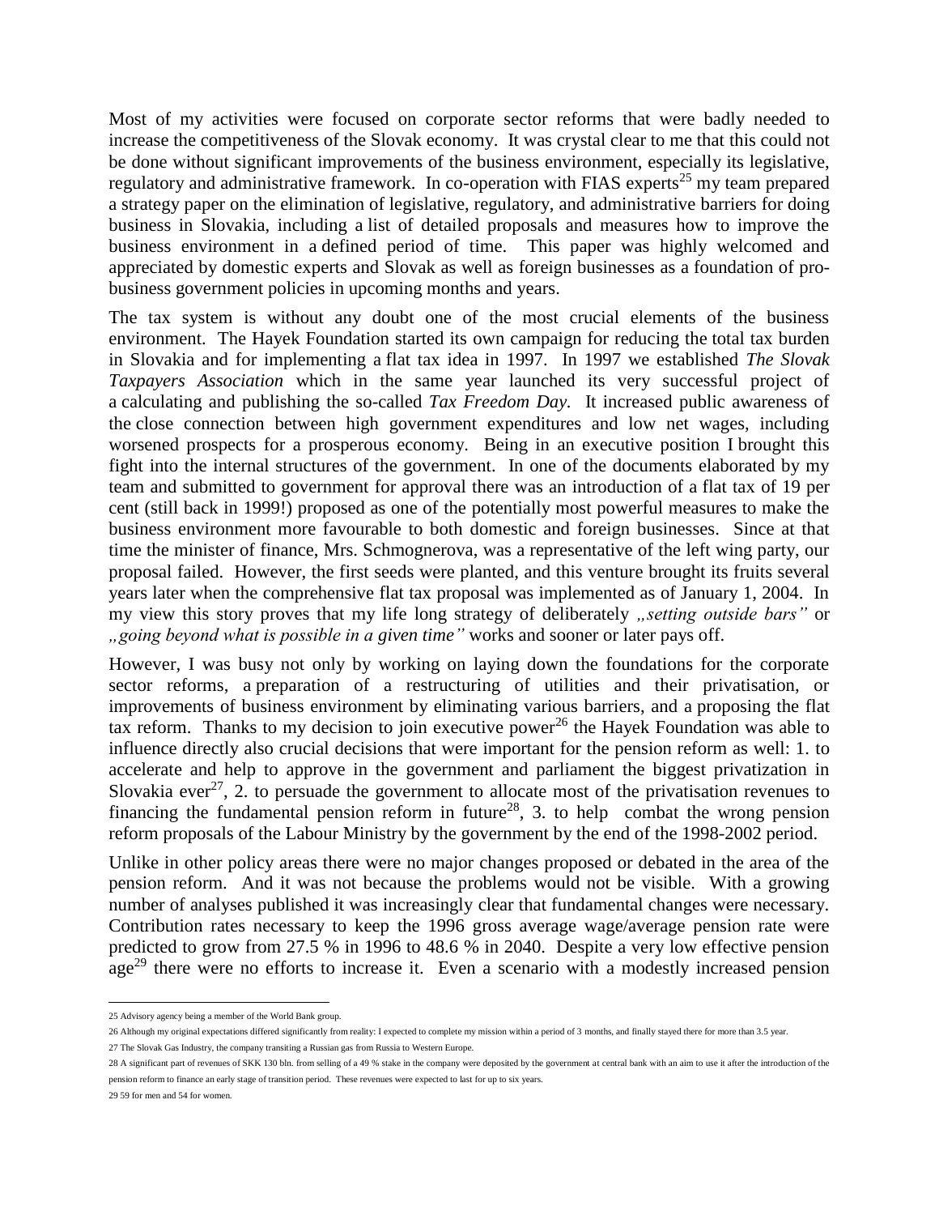Most of my activities were focused on corporate sector reforms that were badly needed to increase the competitiveness of the Slovak economy. It was crystal clear to me that this could not be done without significant improvements of the business environment, especially its legislative, regulatory and administrative framework. In co-operation with FIAS experts[25] my team prepared a strategy paper on the elimination of legislative, regulatory, and administrative barriers for doing business in Slovakia, including a list of detailed proposals and measures how to improve the business environment in a defined period of time. This paper was highly welcomed and appreciated by domestic experts and Slovak as well as foreign businesses as a foundation of pro-business government policies in upcoming months and years.

The tax system is without any doubt one of the most crucial elements of the business environment. The Hayek Foundation started its own campaign for reducing the total tax burden in Slovakia and for implementing a flat tax idea in 1997. In 1997 we established *The Slovak Taxpayers Association* which in the same year launched its very successful project of a calculating and publishing the so-called *Tax Freedom Day.* It increased public awareness of the close connection between high government expenditures and low net wages, including worsened prospects for a prosperous economy. Being in an executive position I brought this fight into the internal structures of the government. In one of the documents elaborated by my team and submitted to government for approval there was an introduction of a flat tax of 19 per cent (still back in 1999!) proposed as one of the potentially most powerful measures to make the business environment more favourable to both domestic and foreign businesses. Since at that time the minister of finance, Mrs. Schmognerova, was a representative of the left wing party, our proposal failed. However, the first seeds were planted, and this venture brought its fruits several years later when the comprehensive flat tax proposal was implemented as of January 1, 2004. In my view this story proves that my life long strategy of deliberately *„setting outside bars"* or *„going beyond what is possible in a given time"* works and sooner or later pays off.

However, I was busy not only by working on laying down the foundations for the corporate sector reforms, a preparation of a restructuring of utilities and their privatisation, or improvements of business environment by eliminating various barriers, and a proposing the flat tax reform. Thanks to my decision to join executive power[26] the Hayek Foundation was able to influence directly also crucial decisions that were important for the pension reform as well: 1. to accelerate and help to approve in the government and parliament the biggest privatization in Slovakia ever[27], 2. to persuade the government to allocate most of the privatisation revenues to financing the fundamental pension reform in future[28], 3. to help combat the wrong pension reform proposals of the Labour Ministry by the government by the end of the 1998-2002 period.

Unlike in other policy areas there were no major changes proposed or debated in the area of the pension reform. And it was not because the problems would not be visible. With a growing number of analyses published it was increasingly clear that fundamental changes were necessary. Contribution rates necessary to keep the 1996 gross average wage/average pension rate were predicted to grow from 27.5 % in 1996 to 48.6 % in 2040. Despite a very low effective pension age[29] there were no efforts to increase it. Even a scenario with a modestly increased pension

---

25 Advisory agency being a member of the World Bank group.

26 Although my original expectations differed significantly from reality: I expected to complete my mission within a period of 3 months, and finally stayed there for more than 3.5 year.

27 The Slovak Gas Industry, the company transiting a Russian gas from Russia to Western Europe.

28 A significant part of revenues of SKK 130 bln. from selling of a 49 % stake in the company were deposited by the government at central bank with an aim to use it after the introduction of the pension reform to finance an early stage of transition period. These revenues were expected to last for up to six years.

29 59 for men and 54 for women.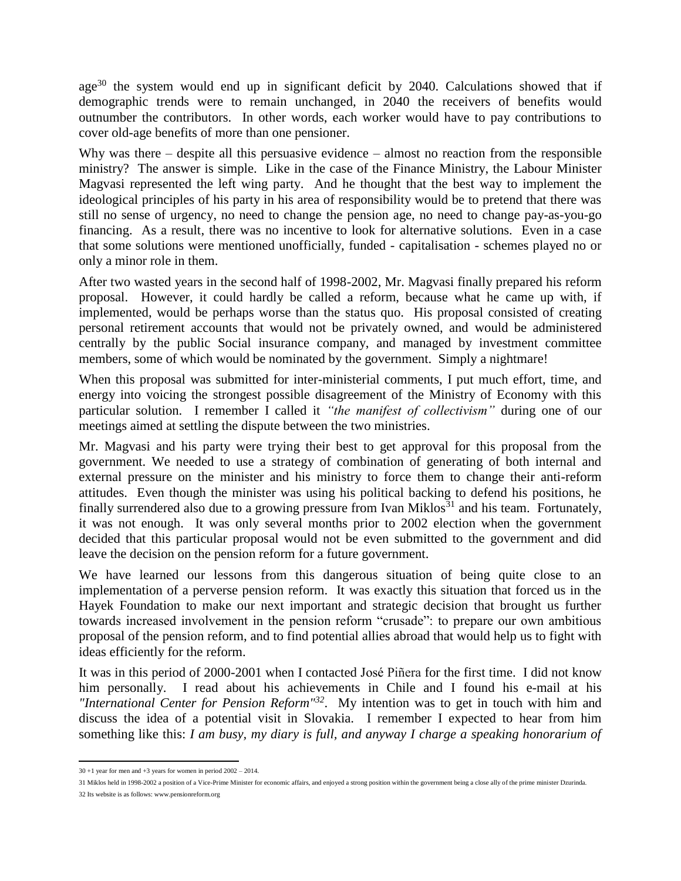age[30] the system would end up in significant deficit by 2040. Calculations showed that if demographic trends were to remain unchanged, in 2040 the receivers of benefits would outnumber the contributors. In other words, each worker would have to pay contributions to cover old-age benefits of more than one pensioner.

Why was there – despite all this persuasive evidence – almost no reaction from the responsible ministry? The answer is simple. Like in the case of the Finance Ministry, the Labour Minister Magvasi represented the left wing party. And he thought that the best way to implement the ideological principles of his party in his area of responsibility would be to pretend that there was still no sense of urgency, no need to change the pension age, no need to change pay-as-you-go financing. As a result, there was no incentive to look for alternative solutions. Even in a case that some solutions were mentioned unofficially, funded - capitalisation - schemes played no or only a minor role in them.

After two wasted years in the second half of 1998-2002, Mr. Magvasi finally prepared his reform proposal. However, it could hardly be called a reform, because what he came up with, if implemented, would be perhaps worse than the status quo. His proposal consisted of creating personal retirement accounts that would not be privately owned, and would be administered centrally by the public Social insurance company, and managed by investment committee members, some of which would be nominated by the government. Simply a nightmare!

When this proposal was submitted for inter-ministerial comments, I put much effort, time, and energy into voicing the strongest possible disagreement of the Ministry of Economy with this particular solution. I remember I called it *"the manifest of collectivism"* during one of our meetings aimed at settling the dispute between the two ministries.

Mr. Magvasi and his party were trying their best to get approval for this proposal from the government. We needed to use a strategy of combination of generating of both internal and external pressure on the minister and his ministry to force them to change their anti-reform attitudes. Even though the minister was using his political backing to defend his positions, he finally surrendered also due to a growing pressure from Ivan Miklos[31] and his team. Fortunately, it was not enough. It was only several months prior to 2002 election when the government decided that this particular proposal would not be even submitted to the government and did leave the decision on the pension reform for a future government.

We have learned our lessons from this dangerous situation of being quite close to an implementation of a perverse pension reform. It was exactly this situation that forced us in the Hayek Foundation to make our next important and strategic decision that brought us further towards increased involvement in the pension reform "crusade": to prepare our own ambitious proposal of the pension reform, and to find potential allies abroad that would help us to fight with ideas efficiently for the reform.

It was in this period of 2000-2001 when I contacted José Piñera for the first time. I did not know him personally. I read about his achievements in Chile and I found his e-mail at his *"International Center for Pension Reform"*[32]. My intention was to get in touch with him and discuss the idea of a potential visit in Slovakia. I remember I expected to hear from him something like this: ***I am busy, my diary is full, and anyway I charge a speaking honorarium of***

---

30 +1 year for men and +3 years for women in period 2002 – 2014.

31 Miklos held in 1998-2002 a position of a Vice-Prime Minister for economic affairs, and enjoyed a strong position within the government being a close ally of the prime minister Dzurinda.

32 Its website is as follows: www.pensionreform.org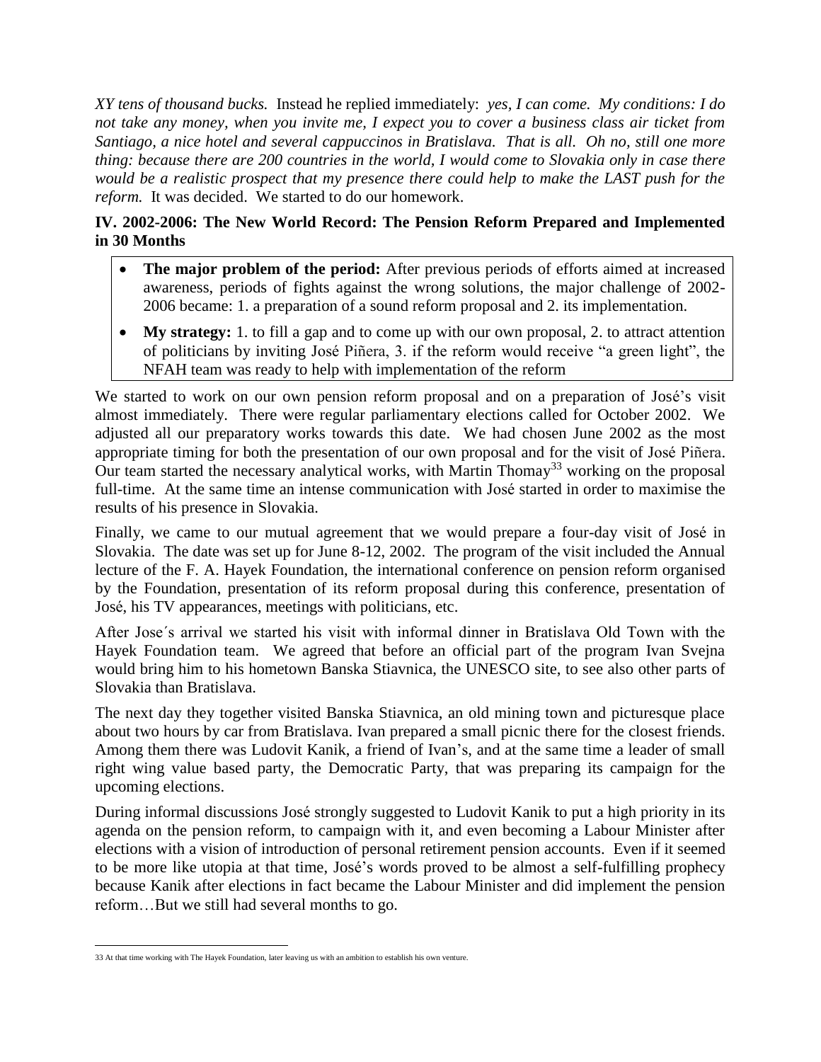*XY tens of thousand bucks.* Instead he replied immediately: *yes, I can come. My conditions: I do not take any money, when you invite me, I expect you to cover a business class air ticket from Santiago, a nice hotel and several cappuccinos in Bratislava. That is all. Oh no, still one more thing: because there are 200 countries in the world, I would come to Slovakia only in case there would be a realistic prospect that my presence there could help to make the LAST push for the reform.* It was decided. We started to do our homework.

### IV. 2002-2006: The New World Record: The Pension Reform Prepared and Implemented in 30 Months

- **The major problem of the period:** After previous periods of efforts aimed at increased awareness, periods of fights against the wrong solutions, the major challenge of 2002-2006 became: 1. a preparation of a sound reform proposal and 2. its implementation.
- **My strategy:** 1. to fill a gap and to come up with our own proposal, 2. to attract attention of politicians by inviting José Piñera, 3. if the reform would receive "a green light", the NFAH team was ready to help with implementation of the reform

We started to work on our own pension reform proposal and on a preparation of José's visit almost immediately. There were regular parliamentary elections called for October 2002. We adjusted all our preparatory works towards this date. We had chosen June 2002 as the most appropriate timing for both the presentation of our own proposal and for the visit of José Piñera. Our team started the necessary analytical works, with Martin Thomay[33] working on the proposal full-time. At the same time an intense communication with José started in order to maximise the results of his presence in Slovakia.

Finally, we came to our mutual agreement that we would prepare a four-day visit of José in Slovakia. The date was set up for June 8-12, 2002. The program of the visit included the Annual lecture of the F. A. Hayek Foundation, the international conference on pension reform organised by the Foundation, presentation of its reform proposal during this conference, presentation of José, his TV appearances, meetings with politicians, etc.

After Jose´s arrival we started his visit with informal dinner in Bratislava Old Town with the Hayek Foundation team. We agreed that before an official part of the program Ivan Svejna would bring him to his hometown Banska Stiavnica, the UNESCO site, to see also other parts of Slovakia than Bratislava.

The next day they together visited Banska Stiavnica, an old mining town and picturesque place about two hours by car from Bratislava. Ivan prepared a small picnic there for the closest friends. Among them there was Ludovit Kanik, a friend of Ivan's, and at the same time a leader of small right wing value based party, the Democratic Party, that was preparing its campaign for the upcoming elections.

During informal discussions José strongly suggested to Ludovit Kanik to put a high priority in its agenda on the pension reform, to campaign with it, and even becoming a Labour Minister after elections with a vision of introduction of personal retirement pension accounts. Even if it seemed to be more like utopia at that time, José's words proved to be almost a self-fulfilling prophecy because Kanik after elections in fact became the Labour Minister and did implement the pension reform…But we still had several months to go.

33 At that time working with The Hayek Foundation, later leaving us with an ambition to establish his own venture.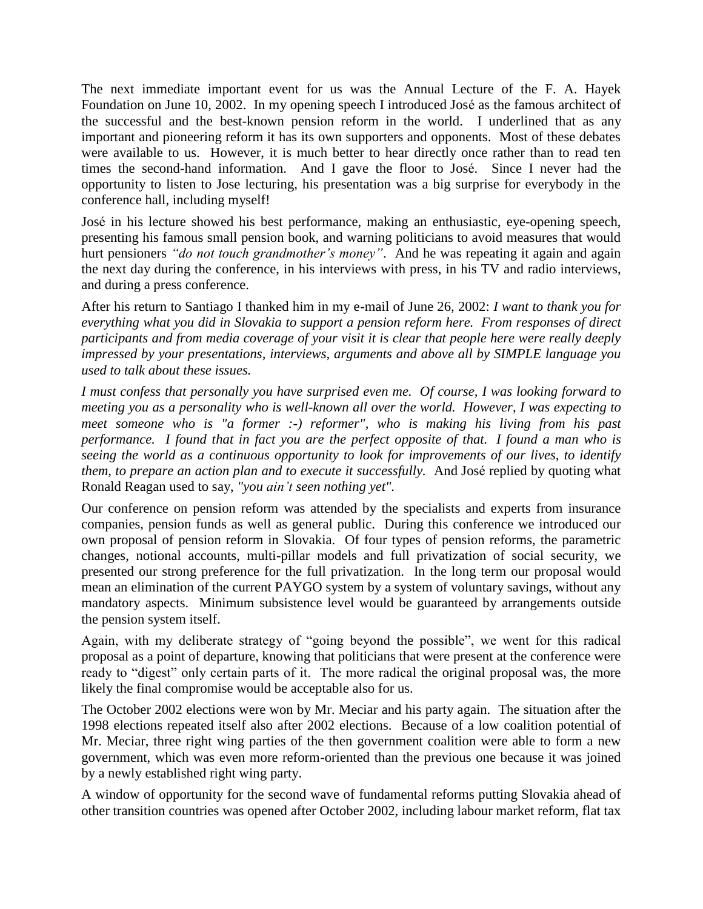The next immediate important event for us was the Annual Lecture of the F. A. Hayek Foundation on June 10, 2002. In my opening speech I introduced José as the famous architect of the successful and the best-known pension reform in the world. I underlined that as any important and pioneering reform it has its own supporters and opponents. Most of these debates were available to us. However, it is much better to hear directly once rather than to read ten times the second-hand information. And I gave the floor to José. Since I never had the opportunity to listen to Jose lecturing, his presentation was a big surprise for everybody in the conference hall, including myself!

José in his lecture showed his best performance, making an enthusiastic, eye-opening speech, presenting his famous small pension book, and warning politicians to avoid measures that would hurt pensioners *"do not touch grandmother's money"*. And he was repeating it again and again the next day during the conference, in his interviews with press, in his TV and radio interviews, and during a press conference.

After his return to Santiago I thanked him in my e-mail of June 26, 2002: *I want to thank you for everything what you did in Slovakia to support a pension reform here. From responses of direct participants and from media coverage of your visit it is clear that people here were really deeply impressed by your presentations, interviews, arguments and above all by SIMPLE language you used to talk about these issues.*

*I must confess that personally you have surprised even me. Of course, I was looking forward to meeting you as a personality who is well-known all over the world. However, I was expecting to meet someone who is "a former :-) reformer", who is making his living from his past performance. I found that in fact you are the perfect opposite of that. I found a man who is seeing the world as a continuous opportunity to look for improvements of our lives, to identify them, to prepare an action plan and to execute it successfully.* And José replied by quoting what Ronald Reagan used to say, *"you ain't seen nothing yet".*

Our conference on pension reform was attended by the specialists and experts from insurance companies, pension funds as well as general public. During this conference we introduced our own proposal of pension reform in Slovakia. Of four types of pension reforms, the parametric changes, notional accounts, multi-pillar models and full privatization of social security, we presented our strong preference for the full privatization. In the long term our proposal would mean an elimination of the current PAYGO system by a system of voluntary savings, without any mandatory aspects. Minimum subsistence level would be guaranteed by arrangements outside the pension system itself.

Again, with my deliberate strategy of "going beyond the possible", we went for this radical proposal as a point of departure, knowing that politicians that were present at the conference were ready to "digest" only certain parts of it. The more radical the original proposal was, the more likely the final compromise would be acceptable also for us.

The October 2002 elections were won by Mr. Meciar and his party again. The situation after the 1998 elections repeated itself also after 2002 elections. Because of a low coalition potential of Mr. Meciar, three right wing parties of the then government coalition were able to form a new government, which was even more reform-oriented than the previous one because it was joined by a newly established right wing party.

A window of opportunity for the second wave of fundamental reforms putting Slovakia ahead of other transition countries was opened after October 2002, including labour market reform, flat tax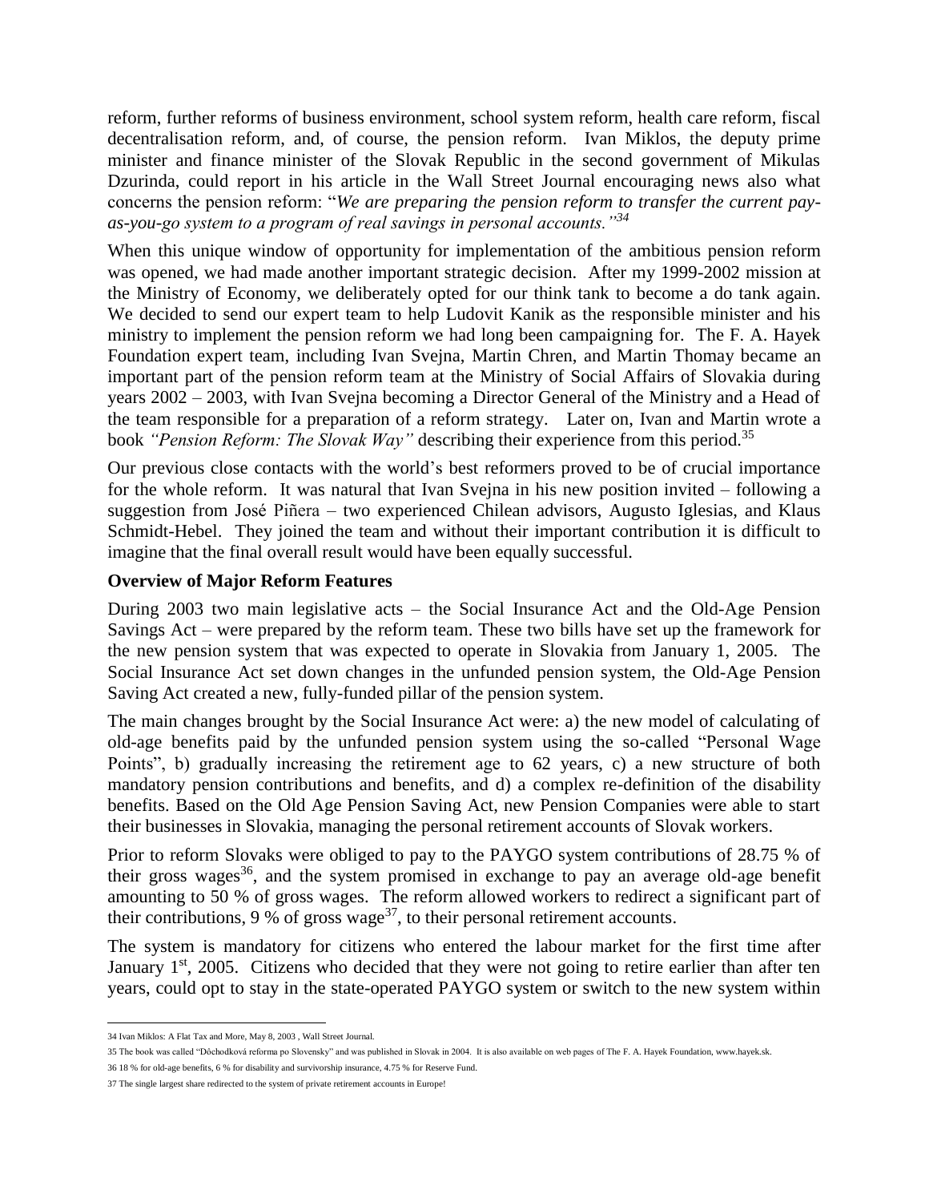reform, further reforms of business environment, school system reform, health care reform, fiscal decentralisation reform, and, of course, the pension reform. Ivan Miklos, the deputy prime minister and finance minister of the Slovak Republic in the second government of Mikulas Dzurinda, could report in his article in the Wall Street Journal encouraging news also what concerns the pension reform: "*We are preparing the pension reform to transfer the current pay-as-you-go system to a program of real savings in personal accounts."*[34]

When this unique window of opportunity for implementation of the ambitious pension reform was opened, we had made another important strategic decision. After my 1999-2002 mission at the Ministry of Economy, we deliberately opted for our think tank to become a do tank again. We decided to send our expert team to help Ludovit Kanik as the responsible minister and his ministry to implement the pension reform we had long been campaigning for. The F. A. Hayek Foundation expert team, including Ivan Svejna, Martin Chren, and Martin Thomay became an important part of the pension reform team at the Ministry of Social Affairs of Slovakia during years 2002 – 2003, with Ivan Svejna becoming a Director General of the Ministry and a Head of the team responsible for a preparation of a reform strategy. Later on, Ivan and Martin wrote a book *"Pension Reform: The Slovak Way"* describing their experience from this period.[35]

Our previous close contacts with the world's best reformers proved to be of crucial importance for the whole reform. It was natural that Ivan Svejna in his new position invited – following a suggestion from José Piñera – two experienced Chilean advisors, Augusto Iglesias, and Klaus Schmidt-Hebel. They joined the team and without their important contribution it is difficult to imagine that the final overall result would have been equally successful.

**Overview of Major Reform Features**

During 2003 two main legislative acts – the Social Insurance Act and the Old-Age Pension Savings Act – were prepared by the reform team. These two bills have set up the framework for the new pension system that was expected to operate in Slovakia from January 1, 2005. The Social Insurance Act set down changes in the unfunded pension system, the Old-Age Pension Saving Act created a new, fully-funded pillar of the pension system.

The main changes brought by the Social Insurance Act were: a) the new model of calculating of old-age benefits paid by the unfunded pension system using the so-called "Personal Wage Points", b) gradually increasing the retirement age to 62 years, c) a new structure of both mandatory pension contributions and benefits, and d) a complex re-definition of the disability benefits. Based on the Old Age Pension Saving Act, new Pension Companies were able to start their businesses in Slovakia, managing the personal retirement accounts of Slovak workers.

Prior to reform Slovaks were obliged to pay to the PAYGO system contributions of 28.75 % of their gross wages[36], and the system promised in exchange to pay an average old-age benefit amounting to 50 % of gross wages. The reform allowed workers to redirect a significant part of their contributions, 9 % of gross wage[37], to their personal retirement accounts.

The system is mandatory for citizens who entered the labour market for the first time after January 1st, 2005. Citizens who decided that they were not going to retire earlier than after ten years, could opt to stay in the state-operated PAYGO system or switch to the new system within

---

34 Ivan Miklos: A Flat Tax and More, May 8, 2003 , Wall Street Journal.

35 The book was called "Dôchodková reforma po Slovensky" and was published in Slovak in 2004. It is also available on web pages of The F. A. Hayek Foundation, www.hayek.sk.

36 18 % for old-age benefits, 6 % for disability and survivorship insurance, 4.75 % for Reserve Fund.

37 The single largest share redirected to the system of private retirement accounts in Europe!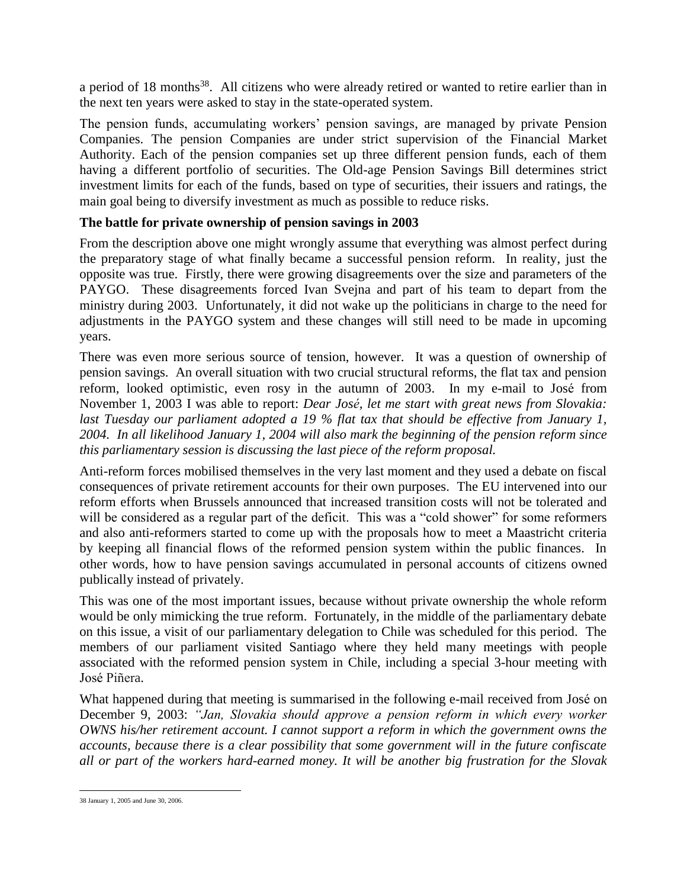a period of 18 months[38]. All citizens who were already retired or wanted to retire earlier than in the next ten years were asked to stay in the state-operated system.

The pension funds, accumulating workers' pension savings, are managed by private Pension Companies. The pension Companies are under strict supervision of the Financial Market Authority. Each of the pension companies set up three different pension funds, each of them having a different portfolio of securities. The Old-age Pension Savings Bill determines strict investment limits for each of the funds, based on type of securities, their issuers and ratings, the main goal being to diversify investment as much as possible to reduce risks.

### The battle for private ownership of pension savings in 2003

From the description above one might wrongly assume that everything was almost perfect during the preparatory stage of what finally became a successful pension reform. In reality, just the opposite was true. Firstly, there were growing disagreements over the size and parameters of the PAYGO. These disagreements forced Ivan Svejna and part of his team to depart from the ministry during 2003. Unfortunately, it did not wake up the politicians in charge to the need for adjustments in the PAYGO system and these changes will still need to be made in upcoming years.

There was even more serious source of tension, however. It was a question of ownership of pension savings. An overall situation with two crucial structural reforms, the flat tax and pension reform, looked optimistic, even rosy in the autumn of 2003. In my e-mail to José from November 1, 2003 I was able to report: *Dear José, let me start with great news from Slovakia: last Tuesday our parliament adopted a 19 % flat tax that should be effective from January 1, 2004. In all likelihood January 1, 2004 will also mark the beginning of the pension reform since this parliamentary session is discussing the last piece of the reform proposal.*

Anti-reform forces mobilised themselves in the very last moment and they used a debate on fiscal consequences of private retirement accounts for their own purposes. The EU intervened into our reform efforts when Brussels announced that increased transition costs will not be tolerated and will be considered as a regular part of the deficit. This was a "cold shower" for some reformers and also anti-reformers started to come up with the proposals how to meet a Maastricht criteria by keeping all financial flows of the reformed pension system within the public finances. In other words, how to have pension savings accumulated in personal accounts of citizens owned publically instead of privately.

This was one of the most important issues, because without private ownership the whole reform would be only mimicking the true reform. Fortunately, in the middle of the parliamentary debate on this issue, a visit of our parliamentary delegation to Chile was scheduled for this period. The members of our parliament visited Santiago where they held many meetings with people associated with the reformed pension system in Chile, including a special 3-hour meeting with José Piñera.

What happened during that meeting is summarised in the following e-mail received from José on December 9, 2003: *"Jan, Slovakia should approve a pension reform in which every worker OWNS his/her retirement account. I cannot support a reform in which the government owns the accounts, because there is a clear possibility that some government will in the future confiscate all or part of the workers hard-earned money. It will be another big frustration for the Slovak*

---

[38] January 1, 2005 and June 30, 2006.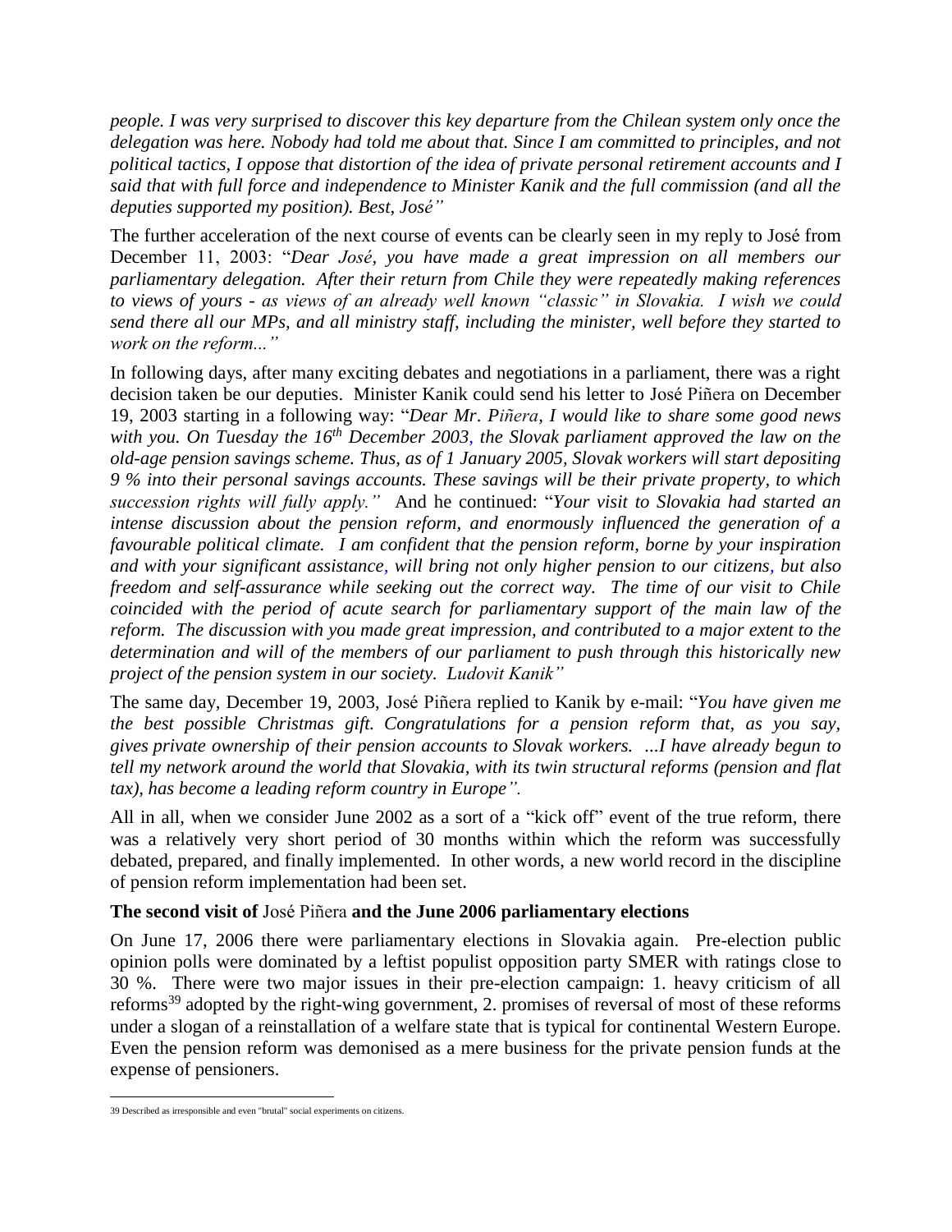*people. I was very surprised to discover this key departure from the Chilean system only once the delegation was here. Nobody had told me about that. Since I am committed to principles, and not political tactics, I oppose that distortion of the idea of private personal retirement accounts and I said that with full force and independence to Minister Kanik and the full commission (and all the deputies supported my position). Best, José"*

The further acceleration of the next course of events can be clearly seen in my reply to José from December 11, 2003: "*Dear José, you have made a great impression on all members our parliamentary delegation. After their return from Chile they were repeatedly making references to views of yours - as views of an already well known "classic" in Slovakia. I wish we could send there all our MPs, and all ministry staff, including the minister, well before they started to work on the reform..."*

In following days, after many exciting debates and negotiations in a parliament, there was a right decision taken be our deputies. Minister Kanik could send his letter to José Piñera on December 19, 2003 starting in a following way: "*Dear Mr. Piñera, I would like to share some good news with you. On Tuesday the 16th December 2003, the Slovak parliament approved the law on the old-age pension savings scheme. Thus, as of 1 January 2005, Slovak workers will start depositing 9 % into their personal savings accounts. These savings will be their private property, to which succession rights will fully apply."* And he continued: "*Your visit to Slovakia had started an intense discussion about the pension reform, and enormously influenced the generation of a favourable political climate. I am confident that the pension reform, borne by your inspiration and with your significant assistance, will bring not only higher pension to our citizens, but also freedom and self-assurance while seeking out the correct way. The time of our visit to Chile coincided with the period of acute search for parliamentary support of the main law of the reform. The discussion with you made great impression, and contributed to a major extent to the determination and will of the members of our parliament to push through this historically new project of the pension system in our society. Ludovit Kanik"*

The same day, December 19, 2003, José Piñera replied to Kanik by e-mail: "*You have given me the best possible Christmas gift. Congratulations for a pension reform that, as you say, gives private ownership of their pension accounts to Slovak workers. ...I have already begun to tell my network around the world that Slovakia, with its twin structural reforms (pension and flat tax), has become a leading reform country in Europe".*

All in all, when we consider June 2002 as a sort of a "kick off" event of the true reform, there was a relatively very short period of 30 months within which the reform was successfully debated, prepared, and finally implemented. In other words, a new world record in the discipline of pension reform implementation had been set.

### The second visit of José Piñera and the June 2006 parliamentary elections

On June 17, 2006 there were parliamentary elections in Slovakia again. Pre-election public opinion polls were dominated by a leftist populist opposition party SMER with ratings close to 30 %. There were two major issues in their pre-election campaign: 1. heavy criticism of all reforms[39] adopted by the right-wing government, 2. promises of reversal of most of these reforms under a slogan of a reinstallation of a welfare state that is typical for continental Western Europe. Even the pension reform was demonised as a mere business for the private pension funds at the expense of pensioners.

[39] Described as irresponsible and even "brutal" social experiments on citizens.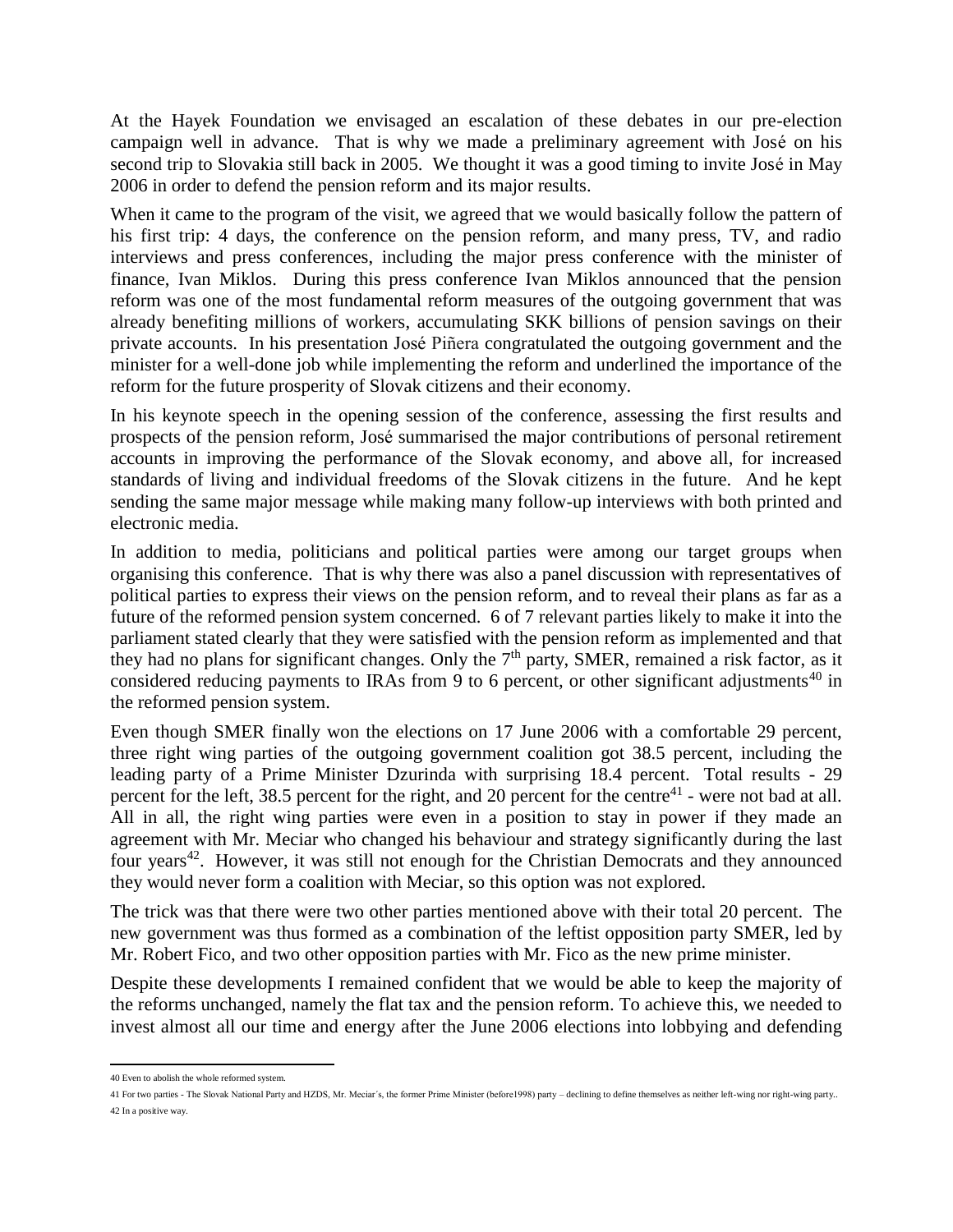At the Hayek Foundation we envisaged an escalation of these debates in our pre-election campaign well in advance. That is why we made a preliminary agreement with José on his second trip to Slovakia still back in 2005. We thought it was a good timing to invite José in May 2006 in order to defend the pension reform and its major results.

When it came to the program of the visit, we agreed that we would basically follow the pattern of his first trip: 4 days, the conference on the pension reform, and many press, TV, and radio interviews and press conferences, including the major press conference with the minister of finance, Ivan Miklos. During this press conference Ivan Miklos announced that the pension reform was one of the most fundamental reform measures of the outgoing government that was already benefiting millions of workers, accumulating SKK billions of pension savings on their private accounts. In his presentation José Piñera congratulated the outgoing government and the minister for a well-done job while implementing the reform and underlined the importance of the reform for the future prosperity of Slovak citizens and their economy.

In his keynote speech in the opening session of the conference, assessing the first results and prospects of the pension reform, José summarised the major contributions of personal retirement accounts in improving the performance of the Slovak economy, and above all, for increased standards of living and individual freedoms of the Slovak citizens in the future. And he kept sending the same major message while making many follow-up interviews with both printed and electronic media.

In addition to media, politicians and political parties were among our target groups when organising this conference. That is why there was also a panel discussion with representatives of political parties to express their views on the pension reform, and to reveal their plans as far as a future of the reformed pension system concerned. 6 of 7 relevant parties likely to make it into the parliament stated clearly that they were satisfied with the pension reform as implemented and that they had no plans for significant changes. Only the 7th party, SMER, remained a risk factor, as it considered reducing payments to IRAs from 9 to 6 percent, or other significant adjustments[40] in the reformed pension system.

Even though SMER finally won the elections on 17 June 2006 with a comfortable 29 percent, three right wing parties of the outgoing government coalition got 38.5 percent, including the leading party of a Prime Minister Dzurinda with surprising 18.4 percent. Total results - 29 percent for the left, 38.5 percent for the right, and 20 percent for the centre[41] - were not bad at all. All in all, the right wing parties were even in a position to stay in power if they made an agreement with Mr. Meciar who changed his behaviour and strategy significantly during the last four years[42]. However, it was still not enough for the Christian Democrats and they announced they would never form a coalition with Meciar, so this option was not explored.

The trick was that there were two other parties mentioned above with their total 20 percent. The new government was thus formed as a combination of the leftist opposition party SMER, led by Mr. Robert Fico, and two other opposition parties with Mr. Fico as the new prime minister.

Despite these developments I remained confident that we would be able to keep the majority of the reforms unchanged, namely the flat tax and the pension reform. To achieve this, we needed to invest almost all our time and energy after the June 2006 elections into lobbying and defending

---

40 Even to abolish the whole reformed system.

41 For two parties - The Slovak National Party and HZDS, Mr. Meciar´s, the former Prime Minister (before1998) party – declining to define themselves as neither left-wing nor right-wing party..

42 In a positive way.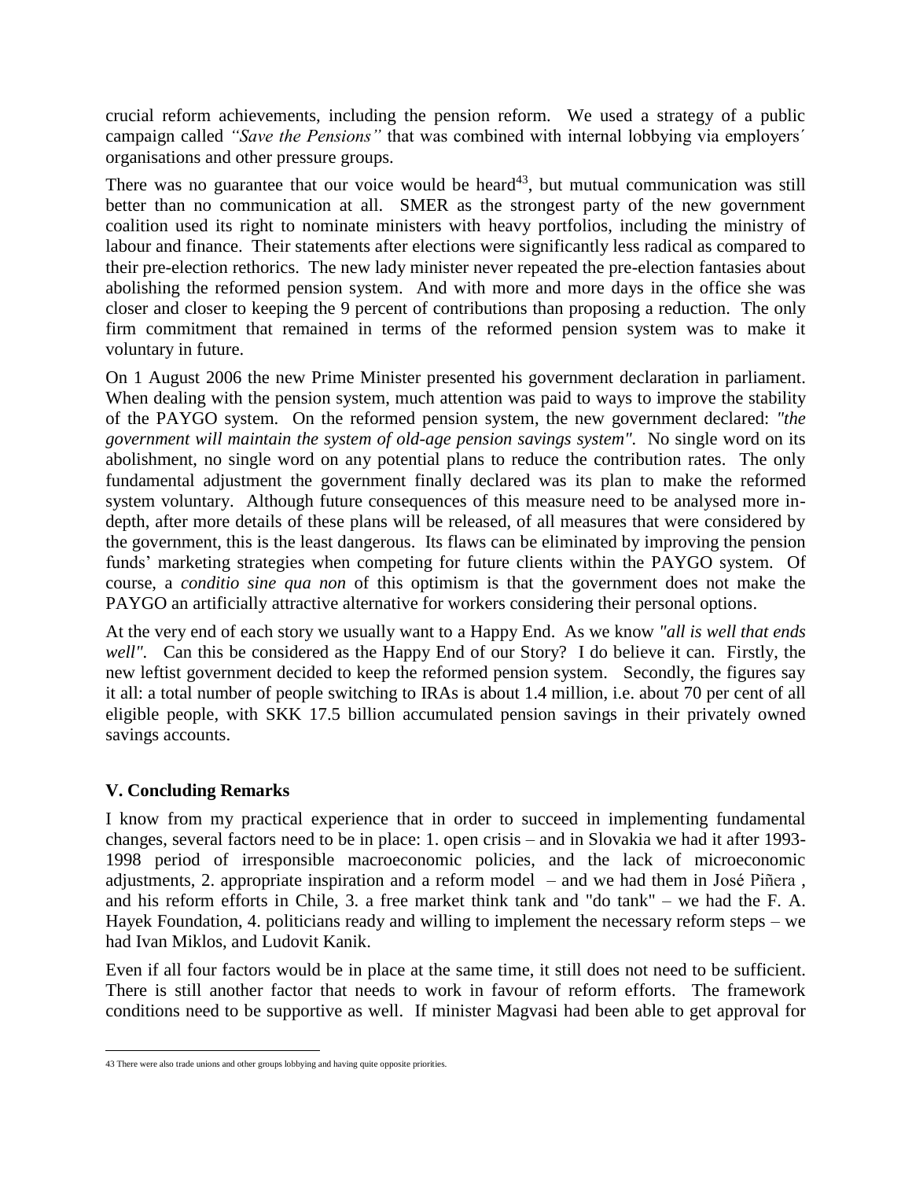crucial reform achievements, including the pension reform. We used a strategy of a public campaign called *"Save the Pensions"* that was combined with internal lobbying via employers´ organisations and other pressure groups.

There was no guarantee that our voice would be heard[43], but mutual communication was still better than no communication at all. SMER as the strongest party of the new government coalition used its right to nominate ministers with heavy portfolios, including the ministry of labour and finance. Their statements after elections were significantly less radical as compared to their pre-election rethorics. The new lady minister never repeated the pre-election fantasies about abolishing the reformed pension system. And with more and more days in the office she was closer and closer to keeping the 9 percent of contributions than proposing a reduction. The only firm commitment that remained in terms of the reformed pension system was to make it voluntary in future.

On 1 August 2006 the new Prime Minister presented his government declaration in parliament. When dealing with the pension system, much attention was paid to ways to improve the stability of the PAYGO system. On the reformed pension system, the new government declared: *"the government will maintain the system of old-age pension savings system"*. No single word on its abolishment, no single word on any potential plans to reduce the contribution rates. The only fundamental adjustment the government finally declared was its plan to make the reformed system voluntary. Although future consequences of this measure need to be analysed more in-depth, after more details of these plans will be released, of all measures that were considered by the government, this is the least dangerous. Its flaws can be eliminated by improving the pension funds' marketing strategies when competing for future clients within the PAYGO system. Of course, a *conditio sine qua non* of this optimism is that the government does not make the PAYGO an artificially attractive alternative for workers considering their personal options.

At the very end of each story we usually want to a Happy End. As we know *"all is well that ends well"*. Can this be considered as the Happy End of our Story? I do believe it can. Firstly, the new leftist government decided to keep the reformed pension system. Secondly, the figures say it all: a total number of people switching to IRAs is about 1.4 million, i.e. about 70 per cent of all eligible people, with SKK 17.5 billion accumulated pension savings in their privately owned savings accounts.

## V. Concluding Remarks

I know from my practical experience that in order to succeed in implementing fundamental changes, several factors need to be in place: 1. open crisis – and in Slovakia we had it after 1993-1998 period of irresponsible macroeconomic policies, and the lack of microeconomic adjustments, 2. appropriate inspiration and a reform model – and we had them in José Piñera , and his reform efforts in Chile, 3. a free market think tank and "do tank" – we had the F. A. Hayek Foundation, 4. politicians ready and willing to implement the necessary reform steps – we had Ivan Miklos, and Ludovit Kanik.

Even if all four factors would be in place at the same time, it still does not need to be sufficient. There is still another factor that needs to work in favour of reform efforts. The framework conditions need to be supportive as well. If minister Magvasi had been able to get approval for

---

43 There were also trade unions and other groups lobbying and having quite opposite priorities.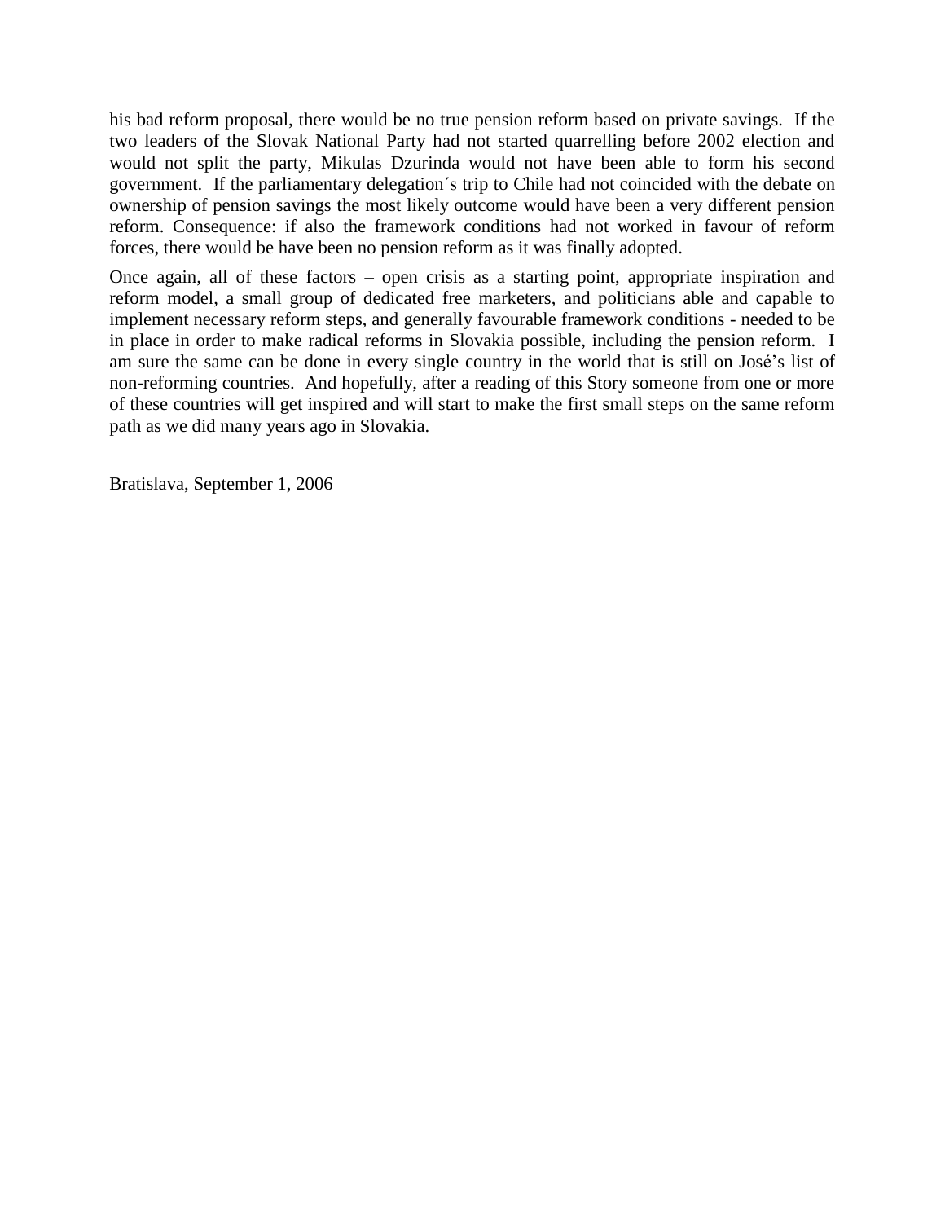his bad reform proposal, there would be no true pension reform based on private savings. If the two leaders of the Slovak National Party had not started quarrelling before 2002 election and would not split the party, Mikulas Dzurinda would not have been able to form his second government. If the parliamentary delegation´s trip to Chile had not coincided with the debate on ownership of pension savings the most likely outcome would have been a very different pension reform. Consequence: if also the framework conditions had not worked in favour of reform forces, there would be have been no pension reform as it was finally adopted.

Once again, all of these factors – open crisis as a starting point, appropriate inspiration and reform model, a small group of dedicated free marketers, and politicians able and capable to implement necessary reform steps, and generally favourable framework conditions - needed to be in place in order to make radical reforms in Slovakia possible, including the pension reform. I am sure the same can be done in every single country in the world that is still on José's list of non-reforming countries. And hopefully, after a reading of this Story someone from one or more of these countries will get inspired and will start to make the first small steps on the same reform path as we did many years ago in Slovakia.

Bratislava, September 1, 2006